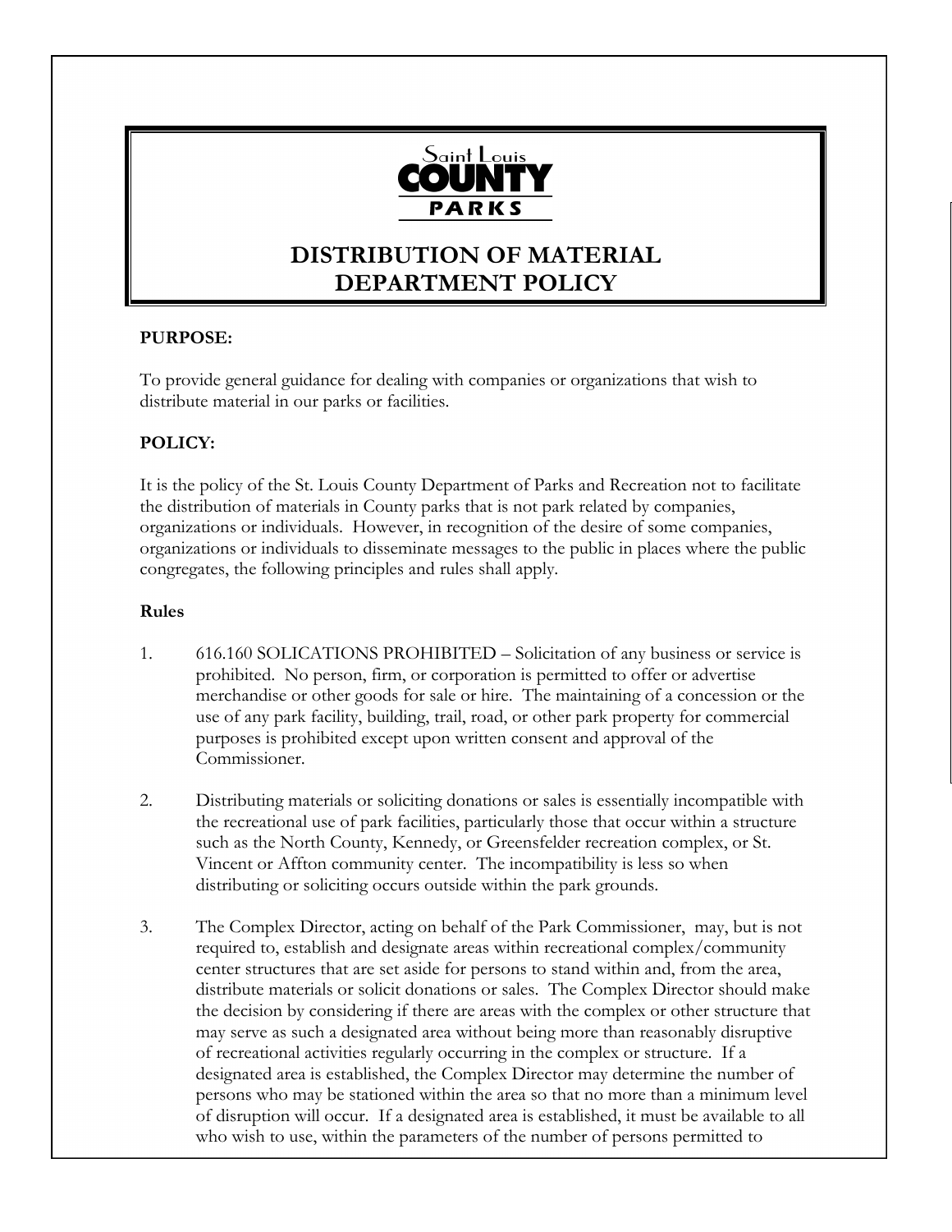Saint Louis
COUNTY
PARKS

# DISTRIBUTION OF MATERIAL DEPARTMENT POLICY

**PURPOSE:**

To provide general guidance for dealing with companies or organizations that wish to distribute material in our parks or facilities.

**POLICY:**

It is the policy of the St. Louis County Department of Parks and Recreation not to facilitate the distribution of materials in County parks that is not park related by companies, organizations or individuals. However, in recognition of the desire of some companies, organizations or individuals to disseminate messages to the public in places where the public congregates, the following principles and rules shall apply.

**Rules**

1. 616.160 SOLICATIONS PROHIBITED – Solicitation of any business or service is prohibited. No person, firm, or corporation is permitted to offer or advertise merchandise or other goods for sale or hire. The maintaining of a concession or the use of any park facility, building, trail, road, or other park property for commercial purposes is prohibited except upon written consent and approval of the Commissioner.

2. Distributing materials or soliciting donations or sales is essentially incompatible with the recreational use of park facilities, particularly those that occur within a structure such as the North County, Kennedy, or Greensfelder recreation complex, or St. Vincent or Affton community center. The incompatibility is less so when distributing or soliciting occurs outside within the park grounds.

3. The Complex Director, acting on behalf of the Park Commissioner, may, but is not required to, establish and designate areas within recreational complex/community center structures that are set aside for persons to stand within and, from the area, distribute materials or solicit donations or sales. The Complex Director should make the decision by considering if there are areas with the complex or other structure that may serve as such a designated area without being more than reasonably disruptive of recreational activities regularly occurring in the complex or structure. If a designated area is established, the Complex Director may determine the number of persons who may be stationed within the area so that no more than a minimum level of disruption will occur. If a designated area is established, it must be available to all who wish to use, within the parameters of the number of persons permitted to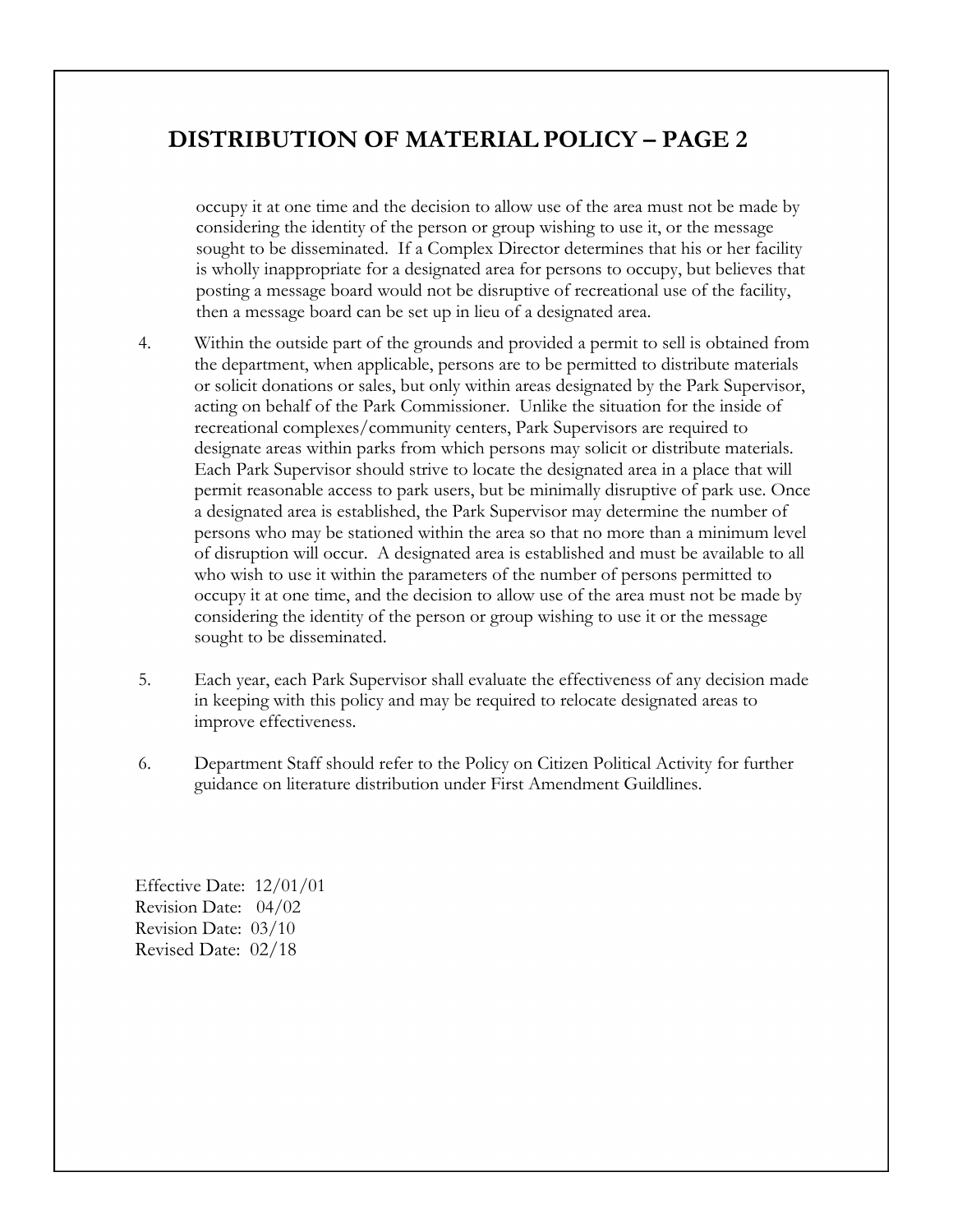## DISTRIBUTION OF MATERIAL POLICY – PAGE 2

occupy it at one time and the decision to allow use of the area must not be made by considering the identity of the person or group wishing to use it, or the message sought to be disseminated. If a Complex Director determines that his or her facility is wholly inappropriate for a designated area for persons to occupy, but believes that posting a message board would not be disruptive of recreational use of the facility, then a message board can be set up in lieu of a designated area.

4. Within the outside part of the grounds and provided a permit to sell is obtained from the department, when applicable, persons are to be permitted to distribute materials or solicit donations or sales, but only within areas designated by the Park Supervisor, acting on behalf of the Park Commissioner. Unlike the situation for the inside of recreational complexes/community centers, Park Supervisors are required to designate areas within parks from which persons may solicit or distribute materials. Each Park Supervisor should strive to locate the designated area in a place that will permit reasonable access to park users, but be minimally disruptive of park use. Once a designated area is established, the Park Supervisor may determine the number of persons who may be stationed within the area so that no more than a minimum level of disruption will occur. A designated area is established and must be available to all who wish to use it within the parameters of the number of persons permitted to occupy it at one time, and the decision to allow use of the area must not be made by considering the identity of the person or group wishing to use it or the message sought to be disseminated.

5. Each year, each Park Supervisor shall evaluate the effectiveness of any decision made in keeping with this policy and may be required to relocate designated areas to improve effectiveness.

6. Department Staff should refer to the Policy on Citizen Political Activity for further guidance on literature distribution under First Amendment Guildlines.

Effective Date: 12/01/01
Revision Date: 04/02
Revision Date: 03/10
Revised Date: 02/18